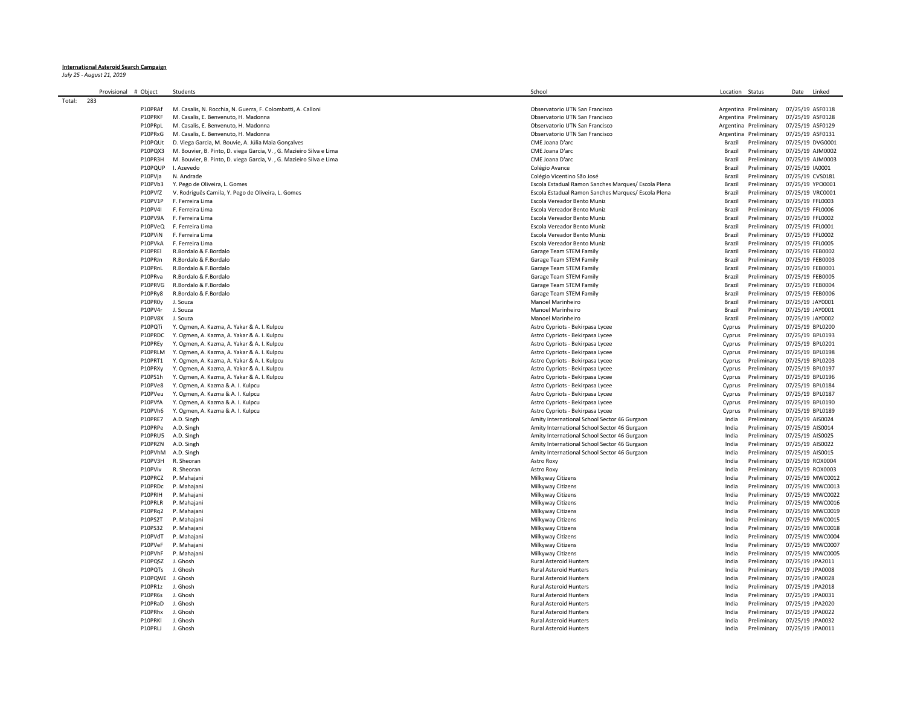**International Asteroid Search Campaign**

*July 25 - August 21, 2019*

| | Provisional | # Object | Students | School | Location | Status | Date | Linked |
|---|---|---|---|---|---|---|---|---|
| Total: | 283 | | | | | | | |
| | | P10PRAf | M. Casalis, N. Rocchia, N. Guerra, F. Colombatti, A. Calloni | Observatorio UTN San Francisco | Argentina | Preliminary | 07/25/19 | ASF0118 |
| | | P10PRKF | M. Casalis, E. Benvenuto, H. Madonna | Observatorio UTN San Francisco | Argentina | Preliminary | 07/25/19 | ASF0128 |
| | | P10PRpL | M. Casalis, E. Benvenuto, H. Madonna | Observatorio UTN San Francisco | Argentina | Preliminary | 07/25/19 | ASF0129 |
| | | P10PRxG | M. Casalis, E. Benvenuto, H. Madonna | Observatorio UTN San Francisco | Argentina | Preliminary | 07/25/19 | ASF0131 |
| | | P10PQUt | D. Viega Garcia, M. Bouvie, A. Júlia Maia Gonçalves | CME Joana D'arc | Brazil | Preliminary | 07/25/19 | DVG0001 |
| | | P10PQX3 | M. Bouvier, B. Pinto, D. viega Garcia, V. , G. Mazieiro Silva e Lima | CME Joana D'arc | Brazil | Preliminary | 07/25/19 | AJM0002 |
| | | P10PR3H | M. Bouvier, B. Pinto, D. viega Garcia, V. , G. Mazieiro Silva e Lima | CME Joana D'arc | Brazil | Preliminary | 07/25/19 | AJM0003 |
| | | P10PQUP | I. Azevedo | Colégio Avance | Brazil | Preliminary | 07/25/19 | IA0001 |
| | | P10PVja | N. Andrade | Colégio Vicentino São José | Brazil | Preliminary | 07/25/19 | CVS0181 |
| | | P10PVb3 | Y. Pego de Oliveira, L. Gomes | Escola Estadual Ramon Sanches Marques/ Escola Plena | Brazil | Preliminary | 07/25/19 | YPO0001 |
| | | P10PVfZ | V. Rodriguês Camila, Y. Pego de Oliveira, L. Gomes | Escola Estadual Ramon Sanches Marques/ Escola Plena | Brazil | Preliminary | 07/25/19 | VRC0001 |
| | | P10PV1P | F. Ferreira Lima | Escola Vereador Bento Muniz | Brazil | Preliminary | 07/25/19 | FFL0003 |
| | | P10PV4I | F. Ferreira Lima | Escola Vereador Bento Muniz | Brazil | Preliminary | 07/25/19 | FFL0006 |
| | | P10PV9A | F. Ferreira Lima | Escola Vereador Bento Muniz | Brazil | Preliminary | 07/25/19 | FFL0002 |
| | | P10PVeQ | F. Ferreira Lima | Escola Vereador Bento Muniz | Brazil | Preliminary | 07/25/19 | FFL0001 |
| | | P10PViN | F. Ferreira Lima | Escola Vereador Bento Muniz | Brazil | Preliminary | 07/25/19 | FFL0002 |
| | | P10PVkA | F. Ferreira Lima | Escola Vereador Bento Muniz | Brazil | Preliminary | 07/25/19 | FFL0005 |
| | | P10PREI | R.Bordalo & F.Bordalo | Garage Team STEM Family | Brazil | Preliminary | 07/25/19 | FEB0002 |
| | | P10PRJn | R.Bordalo & F.Bordalo | Garage Team STEM Family | Brazil | Preliminary | 07/25/19 | FEB0003 |
| | | P10PRnL | R.Bordalo & F.Bordalo | Garage Team STEM Family | Brazil | Preliminary | 07/25/19 | FEB0001 |
| | | P10PRva | R.Bordalo & F.Bordalo | Garage Team STEM Family | Brazil | Preliminary | 07/25/19 | FEB0005 |
| | | P10PRVG | R.Bordalo & F.Bordalo | Garage Team STEM Family | Brazil | Preliminary | 07/25/19 | FEB0004 |
| | | P10PRy8 | R.Bordalo & F.Bordalo | Garage Team STEM Family | Brazil | Preliminary | 07/25/19 | FEB0006 |
| | | P10PR0y | J. Souza | Manoel Marinheiro | Brazil | Preliminary | 07/25/19 | JAY0001 |
| | | P10PV4r | J. Souza | Manoel Marinheiro | Brazil | Preliminary | 07/25/19 | JAY0001 |
| | | P10PV8X | J. Souza | Manoel Marinheiro | Brazil | Preliminary | 07/25/19 | JAY0002 |
| | | P10PQTi | Y. Ogmen, A. Kazma, A. Yakar & A. I. Kulpcu | Astro Cypriots - Bekirpasa Lycee | Cyprus | Preliminary | 07/25/19 | BPL0200 |
| | | P10PRDC | Y. Ogmen, A. Kazma, A. Yakar & A. I. Kulpcu | Astro Cypriots - Bekirpasa Lycee | Cyprus | Preliminary | 07/25/19 | BPL0193 |
| | | P10PREy | Y. Ogmen, A. Kazma, A. Yakar & A. I. Kulpcu | Astro Cypriots - Bekirpasa Lycee | Cyprus | Preliminary | 07/25/19 | BPL0201 |
| | | P10PRLM | Y. Ogmen, A. Kazma, A. Yakar & A. I. Kulpcu | Astro Cypriots - Bekirpasa Lycee | Cyprus | Preliminary | 07/25/19 | BPL0198 |
| | | P10PRT1 | Y. Ogmen, A. Kazma, A. Yakar & A. I. Kulpcu | Astro Cypriots - Bekirpasa Lycee | Cyprus | Preliminary | 07/25/19 | BPL0203 |
| | | P10PRXy | Y. Ogmen, A. Kazma, A. Yakar & A. I. Kulpcu | Astro Cypriots - Bekirpasa Lycee | Cyprus | Preliminary | 07/25/19 | BPL0197 |
| | | P10PS1h | Y. Ogmen, A. Kazma, A. Yakar & A. I. Kulpcu | Astro Cypriots - Bekirpasa Lycee | Cyprus | Preliminary | 07/25/19 | BPL0196 |
| | | P10PVe8 | Y. Ogmen, A. Kazma & A. I. Kulpcu | Astro Cypriots - Bekirpasa Lycee | Cyprus | Preliminary | 07/25/19 | BPL0184 |
| | | P10PVeu | Y. Ogmen, A. Kazma & A. I. Kulpcu | Astro Cypriots - Bekirpasa Lycee | Cyprus | Preliminary | 07/25/19 | BPL0187 |
| | | P10PVfA | Y. Ogmen, A. Kazma & A. I. Kulpcu | Astro Cypriots - Bekirpasa Lycee | Cyprus | Preliminary | 07/25/19 | BPL0190 |
| | | P10PVh6 | Y. Ogmen, A. Kazma & A. I. Kulpcu | Astro Cypriots - Bekirpasa Lycee | Cyprus | Preliminary | 07/25/19 | BPL0189 |
| | | P10PRE7 | A.D. Singh | Amity International School Sector 46 Gurgaon | India | Preliminary | 07/25/19 | AIS0024 |
| | | P10PRPe | A.D. Singh | Amity International School Sector 46 Gurgaon | India | Preliminary | 07/25/19 | AIS0014 |
| | | P10PRU5 | A.D. Singh | Amity International School Sector 46 Gurgaon | India | Preliminary | 07/25/19 | AIS0025 |
| | | P10PRZN | A.D. Singh | Amity International School Sector 46 Gurgaon | India | Preliminary | 07/25/19 | AIS0022 |
| | | P10PVhM | A.D. Singh | Amity International School Sector 46 Gurgaon | India | Preliminary | 07/25/19 | AIS0015 |
| | | P10PV3H | R. Sheoran | Astro Roxy | India | Preliminary | 07/25/19 | ROX0004 |
| | | P10PViv | R. Sheoran | Astro Roxy | India | Preliminary | 07/25/19 | ROX0003 |
| | | P10PRCZ | P. Mahajani | Milkyway Citizens | India | Preliminary | 07/25/19 | MWC0012 |
| | | P10PRDc | P. Mahajani | Milkyway Citizens | India | Preliminary | 07/25/19 | MWC0013 |
| | | P10PRIH | P. Mahajani | Milkyway Citizens | India | Preliminary | 07/25/19 | MWC0022 |
| | | P10PRLR | P. Mahajani | Milkyway Citizens | India | Preliminary | 07/25/19 | MWC0016 |
| | | P10PRq2 | P. Mahajani | Milkyway Citizens | India | Preliminary | 07/25/19 | MWC0019 |
| | | P10PS2T | P. Mahajani | Milkyway Citizens | India | Preliminary | 07/25/19 | MWC0015 |
| | | P10PS32 | P. Mahajani | Milkyway Citizens | India | Preliminary | 07/25/19 | MWC0018 |
| | | P10PVdT | P. Mahajani | Milkyway Citizens | India | Preliminary | 07/25/19 | MWC0004 |
| | | P10PVeF | P. Mahajani | Milkyway Citizens | India | Preliminary | 07/25/19 | MWC0007 |
| | | P10PVhF | P. Mahajani | Milkyway Citizens | India | Preliminary | 07/25/19 | MWC0005 |
| | | P10PQSZ | J. Ghosh | Rural Asteroid Hunters | India | Preliminary | 07/25/19 | JPA2011 |
| | | P10PQTs | J. Ghosh | Rural Asteroid Hunters | India | Preliminary | 07/25/19 | JPA0008 |
| | | P10PQWE | J. Ghosh | Rural Asteroid Hunters | India | Preliminary | 07/25/19 | JPA0028 |
| | | P10PR1z | J. Ghosh | Rural Asteroid Hunters | India | Preliminary | 07/25/19 | JPA2018 |
| | | P10PR6s | J. Ghosh | Rural Asteroid Hunters | India | Preliminary | 07/25/19 | JPA0031 |
| | | P10PRaD | J. Ghosh | Rural Asteroid Hunters | India | Preliminary | 07/25/19 | JPA2020 |
| | | P10PRhx | J. Ghosh | Rural Asteroid Hunters | India | Preliminary | 07/25/19 | JPA0022 |
| | | P10PRKl | J. Ghosh | Rural Asteroid Hunters | India | Preliminary | 07/25/19 | JPA0032 |
| | | P10PRLJ | J. Ghosh | Rural Asteroid Hunters | India | Preliminary | 07/25/19 | JPA0011 |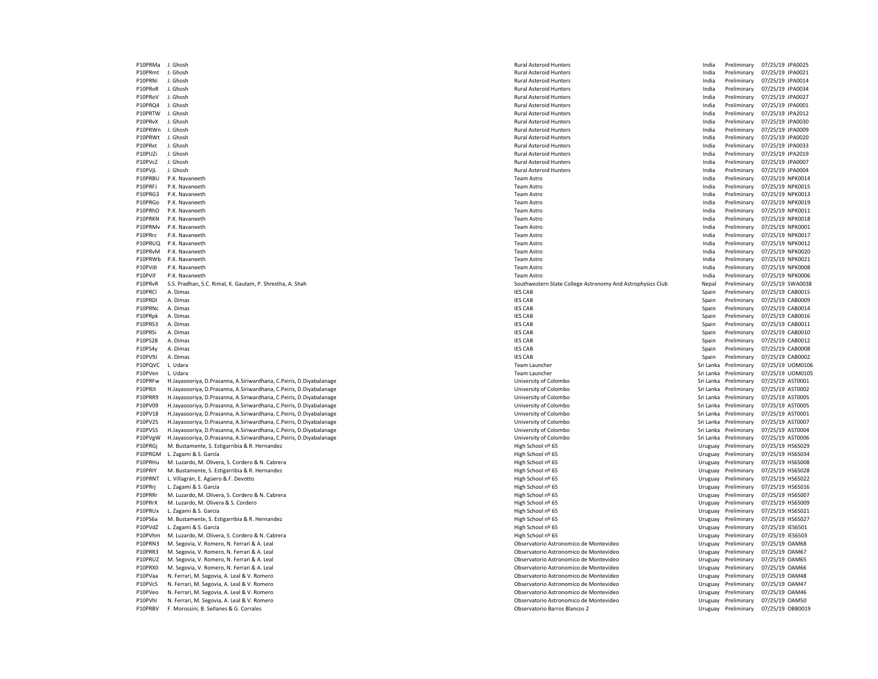| | | | | | | |
|---|---|---|---|---|---|---|
| P10PRMa | J. Ghosh | Rural Asteroid Hunters | India | Preliminary | 07/25/19 | JPA0025 |
| P10PRmt | J. Ghosh | Rural Asteroid Hunters | India | Preliminary | 07/25/19 | JPA0021 |
| P10PRNi | J. Ghosh | Rural Asteroid Hunters | India | Preliminary | 07/25/19 | JPA0014 |
| P10PRoR | J. Ghosh | Rural Asteroid Hunters | India | Preliminary | 07/25/19 | JPA0034 |
| P10PRoV | J. Ghosh | Rural Asteroid Hunters | India | Preliminary | 07/25/19 | JPA0027 |
| P10PRQ4 | J. Ghosh | Rural Asteroid Hunters | India | Preliminary | 07/25/19 | JPA0001 |
| P10PRTW | J. Ghosh | Rural Asteroid Hunters | India | Preliminary | 07/25/19 | JPA2012 |
| P10PRvX | J. Ghosh | Rural Asteroid Hunters | India | Preliminary | 07/25/19 | JPA0030 |
| P10PRWn | J. Ghosh | Rural Asteroid Hunters | India | Preliminary | 07/25/19 | JPA0009 |
| P10PRWt | J. Ghosh | Rural Asteroid Hunters | India | Preliminary | 07/25/19 | JPA0020 |
| P10PRxt | J. Ghosh | Rural Asteroid Hunters | India | Preliminary | 07/25/19 | JPA0033 |
| P10PUZi | J. Ghosh | Rural Asteroid Hunters | India | Preliminary | 07/25/19 | JPA2019 |
| P10PVcZ | J. Ghosh | Rural Asteroid Hunters | India | Preliminary | 07/25/19 | JPA0007 |
| P10PVjL | J. Ghosh | Rural Asteroid Hunters | India | Preliminary | 07/25/19 | JPA0004 |
| P10PRBU | P.K. Navaneeth | Team Astro | India | Preliminary | 07/25/19 | NPK0014 |
| P10PRFJ | P.K. Navaneeth | Team Astro | India | Preliminary | 07/25/19 | NPK0015 |
| P10PRG3 | P.K. Navaneeth | Team Astro | India | Preliminary | 07/25/19 | NPK0013 |
| P10PRGo | P.K. Navaneeth | Team Astro | India | Preliminary | 07/25/19 | NPK0019 |
| P10PRhO | P.K. Navaneeth | Team Astro | India | Preliminary | 07/25/19 | NPK0011 |
| P10PRKN | P.K. Navaneeth | Team Astro | India | Preliminary | 07/25/19 | NPK0018 |
| P10PRMv | P.K. Navaneeth | Team Astro | India | Preliminary | 07/25/19 | NPK0001 |
| P10PRrc | P.K. Navaneeth | Team Astro | India | Preliminary | 07/25/19 | NPK0017 |
| P10PRUQ | P.K. Navaneeth | Team Astro | India | Preliminary | 07/25/19 | NPK0012 |
| P10PRvM | P.K. Navaneeth | Team Astro | India | Preliminary | 07/25/19 | NPK0020 |
| P10PRWb | P.K. Navaneeth | Team Astro | India | Preliminary | 07/25/19 | NPK0021 |
| P10PVdI | P.K. Navaneeth | Team Astro | India | Preliminary | 07/25/19 | NPK0008 |
| P10PVif | P.K. Navaneeth | Team Astro | India | Preliminary | 07/25/19 | NPK0006 |
| P10PRvR | S.S. Pradhan, S.C. Rimal, K. Gautam, P. Shrestha, A. Shah | Southwestern State College Astronomy And Astrophysics Club | Nepal | Preliminary | 07/25/19 | SWA0038 |
| P10PRCl | A. Dimas | IES CAB | Spain | Preliminary | 07/25/19 | CAB0015 |
| P10PRDl | A. Dimas | IES CAB | Spain | Preliminary | 07/25/19 | CAB0009 |
| P10PRNc | A. Dimas | IES CAB | Spain | Preliminary | 07/25/19 | CAB0014 |
| P10PRpk | A. Dimas | IES CAB | Spain | Preliminary | 07/25/19 | CAB0016 |
| P10PRS3 | A. Dimas | IES CAB | Spain | Preliminary | 07/25/19 | CAB0011 |
| P10PRSi | A. Dimas | IES CAB | Spain | Preliminary | 07/25/19 | CAB0010 |
| P10PS28 | A. Dimas | IES CAB | Spain | Preliminary | 07/25/19 | CAB0012 |
| P10PS4y | A. Dimas | IES CAB | Spain | Preliminary | 07/25/19 | CAB0008 |
| P10PV9J | A. Dimas | IES CAB | Spain | Preliminary | 07/25/19 | CAB0002 |
| P10PQVC | L. Udara | Team Launcher | Sri Lanka | Preliminary | 07/25/19 | UOM0106 |
| P10PVen | L. Udara | Team Launcher | Sri Lanka | Preliminary | 07/25/19 | UOM0105 |
| P10PRFw | H.Jayasooriya, D.Prasanna, A.Siriwardhana, C.Peiris, D.Diyabalanage | University of Colombo | Sri Lanka | Preliminary | 07/25/19 | AST0001 |
| P10PRJt | H.Jayasooriya, D.Prasanna, A.Siriwardhana, C.Peiris, D.Diyabalanage | University of Colombo | Sri Lanka | Preliminary | 07/25/19 | AST0002 |
| P10PRR9 | H.Jayasooriya, D.Prasanna, A.Siriwardhana, C.Peiris, D.Diyabalanage | University of Colombo | Sri Lanka | Preliminary | 07/25/19 | AST0005 |
| P10PV09 | H.Jayasooriya, D.Prasanna, A.Siriwardhana, C.Peiris, D.Diyabalanage | University of Colombo | Sri Lanka | Preliminary | 07/25/19 | AST0005 |
| P10PV18 | H.Jayasooriya, D.Prasanna, A.Siriwardhana, C.Peiris, D.Diyabalanage | University of Colombo | Sri Lanka | Preliminary | 07/25/19 | AST0001 |
| P10PV25 | H.Jayasooriya, D.Prasanna, A.Siriwardhana, C.Peiris, D.Diyabalanage | University of Colombo | Sri Lanka | Preliminary | 07/25/19 | AST0007 |
| P10PV5S | H.Jayasooriya, D.Prasanna, A.Siriwardhana, C.Peiris, D.Diyabalanage | University of Colombo | Sri Lanka | Preliminary | 07/25/19 | AST0004 |
| P10PVgW | H.Jayasooriya, D.Prasanna, A.Siriwardhana, C.Peiris, D.Diyabalanage | University of Colombo | Sri Lanka | Preliminary | 07/25/19 | AST0006 |
| P10PRGj | M. Bustamente, S. Estigarribia & R. Hernandez | High School nº 65 | Uruguay | Preliminary | 07/25/19 | HS65029 |
| P10PRGM | L. Zagami & S. García | High School nº 65 | Uruguay | Preliminary | 07/25/19 | HS65034 |
| P10PRHu | M. Luzardo, M. Olivera, S. Cordero & N. Cabrera | High School nº 65 | Uruguay | Preliminary | 07/25/19 | HS65008 |
| P10PRIY | M. Bustamente, S. Estigarribia & R. Hernandez | High School nº 65 | Uruguay | Preliminary | 07/25/19 | HS65028 |
| P10PRNT | L. Villagrán, E. Agüero & F. Devotto | High School nº 65 | Uruguay | Preliminary | 07/25/19 | HS65022 |
| P10PRrj | L. Zagami & S. García | High School nº 65 | Uruguay | Preliminary | 07/25/19 | HS65016 |
| P10PRRr | M. Luzardo, M. Olivera, S. Cordero & N. Cabrera | High School nº 65 | Uruguay | Preliminary | 07/25/19 | HS65007 |
| P10PRrX | M. Luzardo, M. Olivera & S. Cordero | High School nº 65 | Uruguay | Preliminary | 07/25/19 | HS65009 |
| P10PRUx | L. Zagami & S. García | High School nº 65 | Uruguay | Preliminary | 07/25/19 | HS65021 |
| P10PS6a | M. Bustamente, S. Estigarribia & R. Hernandez | High School nº 65 | Uruguay | Preliminary | 07/25/19 | HS65027 |
| P10PVdZ | L. Zagami & S. García | High School nº 65 | Uruguay | Preliminary | 07/25/19 | IES6501 |
| P10PVhm | M. Luzardo, M. Olivera, S. Cordero & N. Cabrera | High School nº 65 | Uruguay | Preliminary | 07/25/19 | IES6503 |
| P10PRN3 | M. Segovia, V. Romero, N. Ferrari & A. Leal | Observatorio Astronomico de Montevideo | Uruguay | Preliminary | 07/25/19 | OAM68 |
| P10PRR3 | M. Segovia, V. Romero, N. Ferrari & A. Leal | Observatorio Astronomico de Montevideo | Uruguay | Preliminary | 07/25/19 | OAM67 |
| P10PRUZ | M. Segovia, V. Romero, N. Ferrari & A. Leal | Observatorio Astronomico de Montevideo | Uruguay | Preliminary | 07/25/19 | OAM65 |
| P10PRX0 | M. Segovia, V. Romero, N. Ferrari & A. Leal | Observatorio Astronomico de Montevideo | Uruguay | Preliminary | 07/25/19 | OAM66 |
| P10PVaa | N. Ferrari, M. Segovia, A. Leal & V. Romero | Observatorio Astronomico de Montevideo | Uruguay | Preliminary | 07/25/19 | OAM48 |
| P10PVcS | N. Ferrari, M. Segovia, A. Leal & V. Romero | Observatorio Astronomico de Montevideo | Uruguay | Preliminary | 07/25/19 | OAM47 |
| P10PVeo | N. Ferrari, M. Segovia, A. Leal & V. Romero | Observatorio Astronomico de Montevideo | Uruguay | Preliminary | 07/25/19 | OAM46 |
| P10PVhI | N. Ferrari, M. Segovia, A. Leal & V. Romero | Observatorio Astronomico de Montevideo | Uruguay | Preliminary | 07/25/19 | OAM50 |
| P10PRBV | F. Morossini, B. Sellanes & G. Corrales | Observatorio Barros Blancos 2 | Uruguay | Preliminary | 07/25/19 | OBB0019 |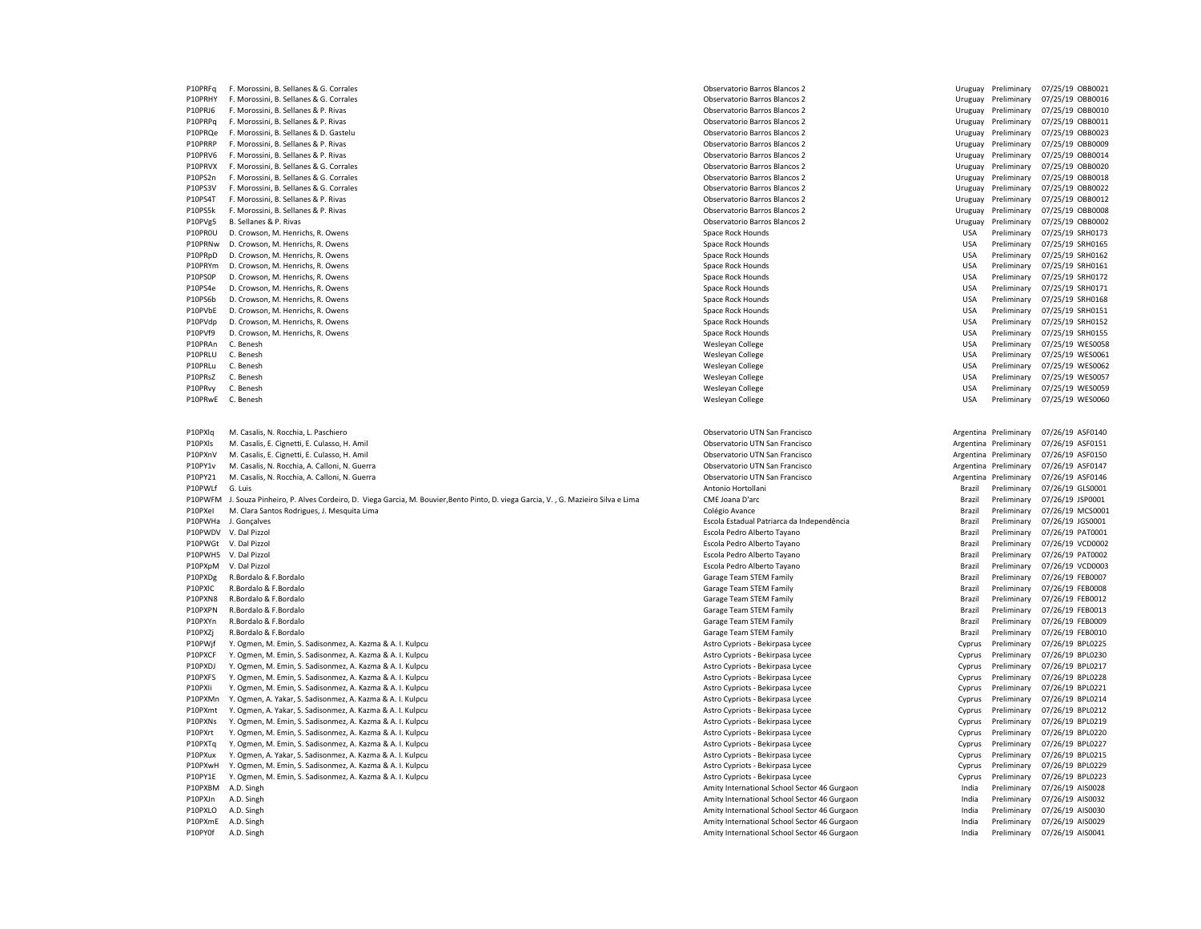| | | | | | | |
|---|---|---|---|---|---|---|
| P10PRFq | F. Morossini, B. Sellanes & G. Corrales | Observatorio Barros Blancos 2 | Uruguay | Preliminary | 07/25/19 | OBB0021 |
| P10PRHY | F. Morossini, B. Sellanes & G. Corrales | Observatorio Barros Blancos 2 | Uruguay | Preliminary | 07/25/19 | OBB0016 |
| P10PRJ6 | F. Morossini, B. Sellanes & P. Rivas | Observatorio Barros Blancos 2 | Uruguay | Preliminary | 07/25/19 | OBB0010 |
| P10PRPq | F. Morossini, B. Sellanes & P. Rivas | Observatorio Barros Blancos 2 | Uruguay | Preliminary | 07/25/19 | OBB0011 |
| P10PRQe | F. Morossini, B. Sellanes & D. Gastelu | Observatorio Barros Blancos 2 | Uruguay | Preliminary | 07/25/19 | OBB0023 |
| P10PRRP | F. Morossini, B. Sellanes & P. Rivas | Observatorio Barros Blancos 2 | Uruguay | Preliminary | 07/25/19 | OBB0009 |
| P10PRV6 | F. Morossini, B. Sellanes & P. Rivas | Observatorio Barros Blancos 2 | Uruguay | Preliminary | 07/25/19 | OBB0014 |
| P10PRVX | F. Morossini, B. Sellanes & G. Corrales | Observatorio Barros Blancos 2 | Uruguay | Preliminary | 07/25/19 | OBB0020 |
| P10PS2n | F. Morossini, B. Sellanes & G. Corrales | Observatorio Barros Blancos 2 | Uruguay | Preliminary | 07/25/19 | OBB0018 |
| P10PS3V | F. Morossini, B. Sellanes & G. Corrales | Observatorio Barros Blancos 2 | Uruguay | Preliminary | 07/25/19 | OBB0022 |
| P10PS4T | F. Morossini, B. Sellanes & P. Rivas | Observatorio Barros Blancos 2 | Uruguay | Preliminary | 07/25/19 | OBB0012 |
| P10PS5k | F. Morossini, B. Sellanes & P. Rivas | Observatorio Barros Blancos 2 | Uruguay | Preliminary | 07/25/19 | OBB0008 |
| P10PVg5 | B. Sellanes & P. Rivas | Observatorio Barros Blancos 2 | Uruguay | Preliminary | 07/25/19 | OBB0002 |
| P10PR0U | D. Crowson, M. Henrichs, R. Owens | Space Rock Hounds | USA | Preliminary | 07/25/19 | SRH0173 |
| P10PRNw | D. Crowson, M. Henrichs, R. Owens | Space Rock Hounds | USA | Preliminary | 07/25/19 | SRH0165 |
| P10PRpD | D. Crowson, M. Henrichs, R. Owens | Space Rock Hounds | USA | Preliminary | 07/25/19 | SRH0162 |
| P10PRYm | D. Crowson, M. Henrichs, R. Owens | Space Rock Hounds | USA | Preliminary | 07/25/19 | SRH0161 |
| P10PS0P | D. Crowson, M. Henrichs, R. Owens | Space Rock Hounds | USA | Preliminary | 07/25/19 | SRH0172 |
| P10PS4e | D. Crowson, M. Henrichs, R. Owens | Space Rock Hounds | USA | Preliminary | 07/25/19 | SRH0171 |
| P10PS6b | D. Crowson, M. Henrichs, R. Owens | Space Rock Hounds | USA | Preliminary | 07/25/19 | SRH0168 |
| P10PVbE | D. Crowson, M. Henrichs, R. Owens | Space Rock Hounds | USA | Preliminary | 07/25/19 | SRH0151 |
| P10PVdp | D. Crowson, M. Henrichs, R. Owens | Space Rock Hounds | USA | Preliminary | 07/25/19 | SRH0152 |
| P10PVf9 | D. Crowson, M. Henrichs, R. Owens | Space Rock Hounds | USA | Preliminary | 07/25/19 | SRH0155 |
| P10PRAn | C. Benesh | Wesleyan College | USA | Preliminary | 07/25/19 | WES0058 |
| P10PRLU | C. Benesh | Wesleyan College | USA | Preliminary | 07/25/19 | WES0061 |
| P10PRLu | C. Benesh | Wesleyan College | USA | Preliminary | 07/25/19 | WES0062 |
| P10PRsZ | C. Benesh | Wesleyan College | USA | Preliminary | 07/25/19 | WES0057 |
| P10PRvy | C. Benesh | Wesleyan College | USA | Preliminary | 07/25/19 | WES0059 |
| P10PRwE | C. Benesh | Wesleyan College | USA | Preliminary | 07/25/19 | WES0060 |
| P10PXlq | M. Casalis, N. Rocchia, L. Paschiero | Observatorio UTN San Francisco | Argentina | Preliminary | 07/26/19 | ASF0140 |
| P10PXls | M. Casalis, E. Cignetti, E. Culasso, H. Amil | Observatorio UTN San Francisco | Argentina | Preliminary | 07/26/19 | ASF0151 |
| P10PXnV | M. Casalis, E. Cignetti, E. Culasso, H. Amil | Observatorio UTN San Francisco | Argentina | Preliminary | 07/26/19 | ASF0150 |
| P10PY1v | M. Casalis, N. Rocchia, A. Calloni, N. Guerra | Observatorio UTN San Francisco | Argentina | Preliminary | 07/26/19 | ASF0147 |
| P10PY21 | M. Casalis, N. Rocchia, A. Calloni, N. Guerra | Observatorio UTN San Francisco | Argentina | Preliminary | 07/26/19 | ASF0146 |
| P10PWLf | G. Luis | Antonio Hortollani | Brazil | Preliminary | 07/26/19 | GLS0001 |
| P10PWFM | J. Souza Pinheiro, P. Alves Cordeiro, D. Viega Garcia, M. Bouvier,Bento Pinto, D. viega Garcia, V. , G. Mazieiro Silva e Lima | CME Joana D'arc | Brazil | Preliminary | 07/26/19 | JSP0001 |
| P10PXeI | M. Clara Santos Rodrigues, J. Mesquita Lima | Colégio Avance | Brazil | Preliminary | 07/26/19 | MCS0001 |
| P10PWHa | J. Gonçalves | Escola Estadual Patriarca da Independência | Brazil | Preliminary | 07/26/19 | JGS0001 |
| P10PWDV | V. Dal Pizzol | Escola Pedro Alberto Tayano | Brazil | Preliminary | 07/26/19 | PAT0001 |
| P10PWGt | V. Dal Pizzol | Escola Pedro Alberto Tayano | Brazil | Preliminary | 07/26/19 | VCD0002 |
| P10PWH5 | V. Dal Pizzol | Escola Pedro Alberto Tayano | Brazil | Preliminary | 07/26/19 | PAT0002 |
| P10PXpM | V. Dal Pizzol | Escola Pedro Alberto Tayano | Brazil | Preliminary | 07/26/19 | VCD0003 |
| P10PXDg | R.Bordalo & F.Bordalo | Garage Team STEM Family | Brazil | Preliminary | 07/26/19 | FEB0007 |
| P10PXIC | R.Bordalo & F.Bordalo | Garage Team STEM Family | Brazil | Preliminary | 07/26/19 | FEB0008 |
| P10PXN8 | R.Bordalo & F.Bordalo | Garage Team STEM Family | Brazil | Preliminary | 07/26/19 | FEB0012 |
| P10PXPN | R.Bordalo & F.Bordalo | Garage Team STEM Family | Brazil | Preliminary | 07/26/19 | FEB0013 |
| P10PXYn | R.Bordalo & F.Bordalo | Garage Team STEM Family | Brazil | Preliminary | 07/26/19 | FEB0009 |
| P10PXZj | R.Bordalo & F.Bordalo | Garage Team STEM Family | Brazil | Preliminary | 07/26/19 | FEB0010 |
| P10PWjf | Y. Ogmen, M. Emin, S. Sadisonmez, A. Kazma & A. I. Kulpcu | Astro Cypriots - Bekirpasa Lycee | Cyprus | Preliminary | 07/26/19 | BPL0225 |
| P10PXCF | Y. Ogmen, M. Emin, S. Sadisonmez, A. Kazma & A. I. Kulpcu | Astro Cypriots - Bekirpasa Lycee | Cyprus | Preliminary | 07/26/19 | BPL0230 |
| P10PXDJ | Y. Ogmen, M. Emin, S. Sadisonmez, A. Kazma & A. I. Kulpcu | Astro Cypriots - Bekirpasa Lycee | Cyprus | Preliminary | 07/26/19 | BPL0217 |
| P10PXFS | Y. Ogmen, M. Emin, S. Sadisonmez, A. Kazma & A. I. Kulpcu | Astro Cypriots - Bekirpasa Lycee | Cyprus | Preliminary | 07/26/19 | BPL0228 |
| P10PXIi | Y. Ogmen, M. Emin, S. Sadisonmez, A. Kazma & A. I. Kulpcu | Astro Cypriots - Bekirpasa Lycee | Cyprus | Preliminary | 07/26/19 | BPL0221 |
| P10PXMn | Y. Ogmen, A. Yakar, S. Sadisonmez, A. Kazma & A. I. Kulpcu | Astro Cypriots - Bekirpasa Lycee | Cyprus | Preliminary | 07/26/19 | BPL0214 |
| P10PXmt | Y. Ogmen, A. Yakar, S. Sadisonmez, A. Kazma & A. I. Kulpcu | Astro Cypriots - Bekirpasa Lycee | Cyprus | Preliminary | 07/26/19 | BPL0212 |
| P10PXNs | Y. Ogmen, M. Emin, S. Sadisonmez, A. Kazma & A. I. Kulpcu | Astro Cypriots - Bekirpasa Lycee | Cyprus | Preliminary | 07/26/19 | BPL0219 |
| P10PXrt | Y. Ogmen, M. Emin, S. Sadisonmez, A. Kazma & A. I. Kulpcu | Astro Cypriots - Bekirpasa Lycee | Cyprus | Preliminary | 07/26/19 | BPL0220 |
| P10PXTq | Y. Ogmen, M. Emin, S. Sadisonmez, A. Kazma & A. I. Kulpcu | Astro Cypriots - Bekirpasa Lycee | Cyprus | Preliminary | 07/26/19 | BPL0227 |
| P10PXux | Y. Ogmen, A. Yakar, S. Sadisonmez, A. Kazma & A. I. Kulpcu | Astro Cypriots - Bekirpasa Lycee | Cyprus | Preliminary | 07/26/19 | BPL0215 |
| P10PXwH | Y. Ogmen, M. Emin, S. Sadisonmez, A. Kazma & A. I. Kulpcu | Astro Cypriots - Bekirpasa Lycee | Cyprus | Preliminary | 07/26/19 | BPL0229 |
| P10PY1E | Y. Ogmen, M. Emin, S. Sadisonmez, A. Kazma & A. I. Kulpcu | Astro Cypriots - Bekirpasa Lycee | Cyprus | Preliminary | 07/26/19 | BPL0223 |
| P10PXBM | A.D. Singh | Amity International School Sector 46 Gurgaon | India | Preliminary | 07/26/19 | AIS0028 |
| P10PXJn | A.D. Singh | Amity International School Sector 46 Gurgaon | India | Preliminary | 07/26/19 | AIS0032 |
| P10PXLO | A.D. Singh | Amity International School Sector 46 Gurgaon | India | Preliminary | 07/26/19 | AIS0030 |
| P10PXmE | A.D. Singh | Amity International School Sector 46 Gurgaon | India | Preliminary | 07/26/19 | AIS0029 |
| P10PY0f | A.D. Singh | Amity International School Sector 46 Gurgaon | India | Preliminary | 07/26/19 | AIS0041 |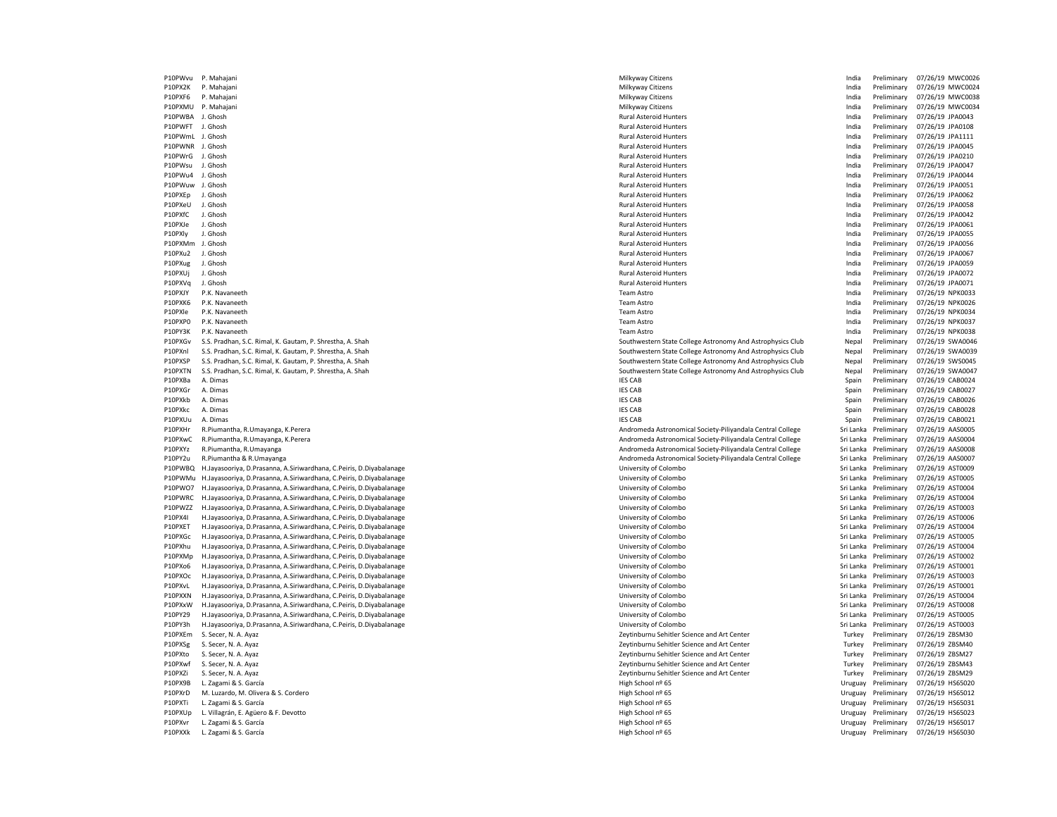| | | | | | | |
|---|---|---|---|---|---|---|
| P10PWvu | P. Mahajani | Milkyway Citizens | India | Preliminary | 07/26/19 | MWC0026 |
| P10PX2K | P. Mahajani | Milkyway Citizens | India | Preliminary | 07/26/19 | MWC0024 |
| P10PXF6 | P. Mahajani | Milkyway Citizens | India | Preliminary | 07/26/19 | MWC0038 |
| P10PXMU | P. Mahajani | Milkyway Citizens | India | Preliminary | 07/26/19 | MWC0034 |
| P10PWBA | J. Ghosh | Rural Asteroid Hunters | India | Preliminary | 07/26/19 | JPA0043 |
| P10PWFT | J. Ghosh | Rural Asteroid Hunters | India | Preliminary | 07/26/19 | JPA0108 |
| P10PWmL | J. Ghosh | Rural Asteroid Hunters | India | Preliminary | 07/26/19 | JPA1111 |
| P10PWNR | J. Ghosh | Rural Asteroid Hunters | India | Preliminary | 07/26/19 | JPA0045 |
| P10PWrG | J. Ghosh | Rural Asteroid Hunters | India | Preliminary | 07/26/19 | JPA0210 |
| P10PWsu | J. Ghosh | Rural Asteroid Hunters | India | Preliminary | 07/26/19 | JPA0047 |
| P10PWu4 | J. Ghosh | Rural Asteroid Hunters | India | Preliminary | 07/26/19 | JPA0044 |
| P10PWuw | J. Ghosh | Rural Asteroid Hunters | India | Preliminary | 07/26/19 | JPA0051 |
| P10PXEp | J. Ghosh | Rural Asteroid Hunters | India | Preliminary | 07/26/19 | JPA0062 |
| P10PXeU | J. Ghosh | Rural Asteroid Hunters | India | Preliminary | 07/26/19 | JPA0058 |
| P10PXfC | J. Ghosh | Rural Asteroid Hunters | India | Preliminary | 07/26/19 | JPA0042 |
| P10PXJe | J. Ghosh | Rural Asteroid Hunters | India | Preliminary | 07/26/19 | JPA0061 |
| P10PXly | J. Ghosh | Rural Asteroid Hunters | India | Preliminary | 07/26/19 | JPA0055 |
| P10PXMm | J. Ghosh | Rural Asteroid Hunters | India | Preliminary | 07/26/19 | JPA0056 |
| P10PXu2 | J. Ghosh | Rural Asteroid Hunters | India | Preliminary | 07/26/19 | JPA0067 |
| P10PXug | J. Ghosh | Rural Asteroid Hunters | India | Preliminary | 07/26/19 | JPA0059 |
| P10PXUj | J. Ghosh | Rural Asteroid Hunters | India | Preliminary | 07/26/19 | JPA0072 |
| P10PXVq | J. Ghosh | Rural Asteroid Hunters | India | Preliminary | 07/26/19 | JPA0071 |
| P10PXJY | P.K. Navaneeth | Team Astro | India | Preliminary | 07/26/19 | NPK0033 |
| P10PXK6 | P.K. Navaneeth | Team Astro | India | Preliminary | 07/26/19 | NPK0026 |
| P10PXle | P.K. Navaneeth | Team Astro | India | Preliminary | 07/26/19 | NPK0034 |
| P10PXP0 | P.K. Navaneeth | Team Astro | India | Preliminary | 07/26/19 | NPK0037 |
| P10PY3K | P.K. Navaneeth | Team Astro | India | Preliminary | 07/26/19 | NPK0038 |
| P10PXGv | S.S. Pradhan, S.C. Rimal, K. Gautam, P. Shrestha, A. Shah | Southwestern State College Astronomy And Astrophysics Club | Nepal | Preliminary | 07/26/19 | SWA0046 |
| P10PXnl | S.S. Pradhan, S.C. Rimal, K. Gautam, P. Shrestha, A. Shah | Southwestern State College Astronomy And Astrophysics Club | Nepal | Preliminary | 07/26/19 | SWA0039 |
| P10PXSP | S.S. Pradhan, S.C. Rimal, K. Gautam, P. Shrestha, A. Shah | Southwestern State College Astronomy And Astrophysics Club | Nepal | Preliminary | 07/26/19 | SWS0045 |
| P10PXTN | S.S. Pradhan, S.C. Rimal, K. Gautam, P. Shrestha, A. Shah | Southwestern State College Astronomy And Astrophysics Club | Nepal | Preliminary | 07/26/19 | SWA0047 |
| P10PXBa | A. Dimas | IES CAB | Spain | Preliminary | 07/26/19 | CAB0024 |
| P10PXGr | A. Dimas | IES CAB | Spain | Preliminary | 07/26/19 | CAB0027 |
| P10PXkb | A. Dimas | IES CAB | Spain | Preliminary | 07/26/19 | CAB0026 |
| P10PXkc | A. Dimas | IES CAB | Spain | Preliminary | 07/26/19 | CAB0028 |
| P10PXUu | A. Dimas | IES CAB | Spain | Preliminary | 07/26/19 | CAB0021 |
| P10PXHr | R.Piumantha, R.Umayanga, K.Perera | Andromeda Astronomical Society-Piliyandala Central College | Sri Lanka | Preliminary | 07/26/19 | AAS0005 |
| P10PXwC | R.Piumantha, R.Umayanga, K.Perera | Andromeda Astronomical Society-Piliyandala Central College | Sri Lanka | Preliminary | 07/26/19 | AAS0004 |
| P10PXYz | R.Piumantha, R.Umayanga | Andromeda Astronomical Society-Piliyandala Central College | Sri Lanka | Preliminary | 07/26/19 | AAS0008 |
| P10PY2u | R.Piumantha & R.Umayanga | Andromeda Astronomical Society-Piliyandala Central College | Sri Lanka | Preliminary | 07/26/19 | AAS0007 |
| P10PWBQ | H.Jayasooriya, D.Prasanna, A.Siriwardhana, C.Peiris, D.Diyabalanage | University of Colombo | Sri Lanka | Preliminary | 07/26/19 | AST0009 |
| P10PWMu | H.Jayasooriya, D.Prasanna, A.Siriwardhana, C.Peiris, D.Diyabalanage | University of Colombo | Sri Lanka | Preliminary | 07/26/19 | AST0005 |
| P10PWO7 | H.Jayasooriya, D.Prasanna, A.Siriwardhana, C.Peiris, D.Diyabalanage | University of Colombo | Sri Lanka | Preliminary | 07/26/19 | AST0004 |
| P10PWRC | H.Jayasooriya, D.Prasanna, A.Siriwardhana, C.Peiris, D.Diyabalanage | University of Colombo | Sri Lanka | Preliminary | 07/26/19 | AST0004 |
| P10PWZZ | H.Jayasooriya, D.Prasanna, A.Siriwardhana, C.Peiris, D.Diyabalanage | University of Colombo | Sri Lanka | Preliminary | 07/26/19 | AST0003 |
| P10PX4I | H.Jayasooriya, D.Prasanna, A.Siriwardhana, C.Peiris, D.Diyabalanage | University of Colombo | Sri Lanka | Preliminary | 07/26/19 | AST0006 |
| P10PXET | H.Jayasooriya, D.Prasanna, A.Siriwardhana, C.Peiris, D.Diyabalanage | University of Colombo | Sri Lanka | Preliminary | 07/26/19 | AST0004 |
| P10PXGc | H.Jayasooriya, D.Prasanna, A.Siriwardhana, C.Peiris, D.Diyabalanage | University of Colombo | Sri Lanka | Preliminary | 07/26/19 | AST0005 |
| P10PXhu | H.Jayasooriya, D.Prasanna, A.Siriwardhana, C.Peiris, D.Diyabalanage | University of Colombo | Sri Lanka | Preliminary | 07/26/19 | AST0004 |
| P10PXMp | H.Jayasooriya, D.Prasanna, A.Siriwardhana, C.Peiris, D.Diyabalanage | University of Colombo | Sri Lanka | Preliminary | 07/26/19 | AST0002 |
| P10PXo6 | H.Jayasooriya, D.Prasanna, A.Siriwardhana, C.Peiris, D.Diyabalanage | University of Colombo | Sri Lanka | Preliminary | 07/26/19 | AST0001 |
| P10PXOc | H.Jayasooriya, D.Prasanna, A.Siriwardhana, C.Peiris, D.Diyabalanage | University of Colombo | Sri Lanka | Preliminary | 07/26/19 | AST0003 |
| P10PXvL | H.Jayasooriya, D.Prasanna, A.Siriwardhana, C.Peiris, D.Diyabalanage | University of Colombo | Sri Lanka | Preliminary | 07/26/19 | AST0001 |
| P10PXXN | H.Jayasooriya, D.Prasanna, A.Siriwardhana, C.Peiris, D.Diyabalanage | University of Colombo | Sri Lanka | Preliminary | 07/26/19 | AST0004 |
| P10PXxW | H.Jayasooriya, D.Prasanna, A.Siriwardhana, C.Peiris, D.Diyabalanage | University of Colombo | Sri Lanka | Preliminary | 07/26/19 | AST0008 |
| P10PY29 | H.Jayasooriya, D.Prasanna, A.Siriwardhana, C.Peiris, D.Diyabalanage | University of Colombo | Sri Lanka | Preliminary | 07/26/19 | AST0005 |
| P10PY3h | H.Jayasooriya, D.Prasanna, A.Siriwardhana, C.Peiris, D.Diyabalanage | University of Colombo | Sri Lanka | Preliminary | 07/26/19 | AST0003 |
| P10PXEm | S. Secer, N. A. Ayaz | Zeytinburnu Sehitler Science and Art Center | Turkey | Preliminary | 07/26/19 | ZBSM30 |
| P10PXSg | S. Secer, N. A. Ayaz | Zeytinburnu Sehitler Science and Art Center | Turkey | Preliminary | 07/26/19 | ZBSM40 |
| P10PXto | S. Secer, N. A. Ayaz | Zeytinburnu Sehitler Science and Art Center | Turkey | Preliminary | 07/26/19 | ZBSM27 |
| P10PXwf | S. Secer, N. A. Ayaz | Zeytinburnu Sehitler Science and Art Center | Turkey | Preliminary | 07/26/19 | ZBSM43 |
| P10PXZi | S. Secer, N. A. Ayaz | Zeytinburnu Sehitler Science and Art Center | Turkey | Preliminary | 07/26/19 | ZBSM29 |
| P10PX9B | L. Zagami & S. García | High School nº 65 | Uruguay | Preliminary | 07/26/19 | HS65020 |
| P10PXrD | M. Luzardo, M. Olivera & S. Cordero | High School nº 65 | Uruguay | Preliminary | 07/26/19 | HS65012 |
| P10PXTi | L. Zagami & S. García | High School nº 65 | Uruguay | Preliminary | 07/26/19 | HS65031 |
| P10PXUp | L. Villagrán, E. Agüero & F. Devotto | High School nº 65 | Uruguay | Preliminary | 07/26/19 | HS65023 |
| P10PXvr | L. Zagami & S. García | High School nº 65 | Uruguay | Preliminary | 07/26/19 | HS65017 |
| P10PXXk | L. Zagami & S. García | High School nº 65 | Uruguay | Preliminary | 07/26/19 | HS65030 |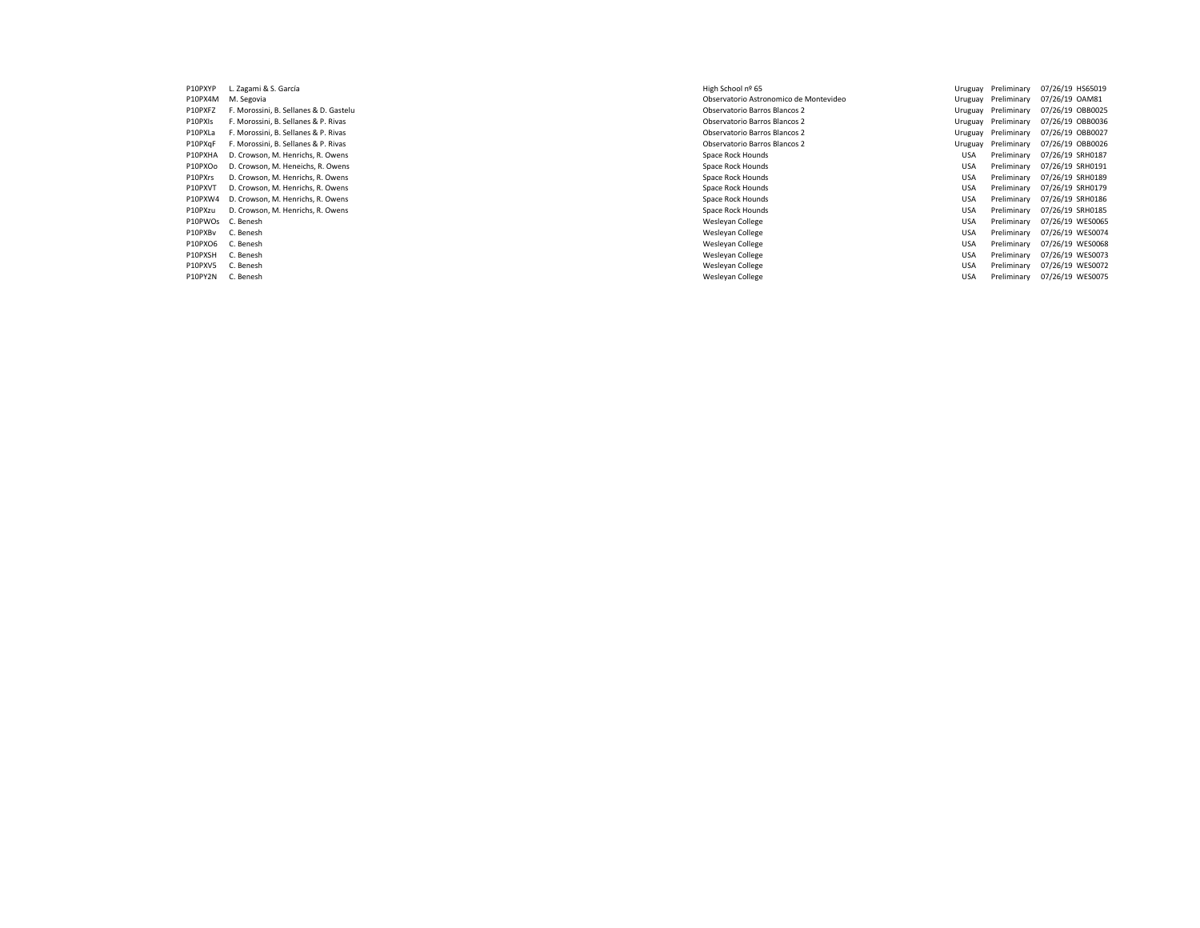| | | | | | | |
|---|---|---|---|---|---|---|
| P10PXYP | L. Zagami & S. García | High School nº 65 | Uruguay | Preliminary | 07/26/19 | HS65019 |
| P10PX4M | M. Segovia | Observatorio Astronomico de Montevideo | Uruguay | Preliminary | 07/26/19 | OAM81 |
| P10PXFZ | F. Morossini, B. Sellanes & D. Gastelu | Observatorio Barros Blancos 2 | Uruguay | Preliminary | 07/26/19 | OBB0025 |
| P10PXls | F. Morossini, B. Sellanes & P. Rivas | Observatorio Barros Blancos 2 | Uruguay | Preliminary | 07/26/19 | OBB0036 |
| P10PXLa | F. Morossini, B. Sellanes & P. Rivas | Observatorio Barros Blancos 2 | Uruguay | Preliminary | 07/26/19 | OBB0027 |
| P10PXqF | F. Morossini, B. Sellanes & P. Rivas | Observatorio Barros Blancos 2 | Uruguay | Preliminary | 07/26/19 | OBB0026 |
| P10PXHA | D. Crowson, M. Henrichs, R. Owens | Space Rock Hounds | USA | Preliminary | 07/26/19 | SRH0187 |
| P10PXOo | D. Crowson, M. Heneichs, R. Owens | Space Rock Hounds | USA | Preliminary | 07/26/19 | SRH0191 |
| P10PXrs | D. Crowson, M. Henrichs, R. Owens | Space Rock Hounds | USA | Preliminary | 07/26/19 | SRH0189 |
| P10PXVT | D. Crowson, M. Henrichs, R. Owens | Space Rock Hounds | USA | Preliminary | 07/26/19 | SRH0179 |
| P10PXW4 | D. Crowson, M. Henrichs, R. Owens | Space Rock Hounds | USA | Preliminary | 07/26/19 | SRH0186 |
| P10PXzu | D. Crowson, M. Henrichs, R. Owens | Space Rock Hounds | USA | Preliminary | 07/26/19 | SRH0185 |
| P10PWOs | C. Benesh | Wesleyan College | USA | Preliminary | 07/26/19 | WES0065 |
| P10PXBv | C. Benesh | Wesleyan College | USA | Preliminary | 07/26/19 | WES0074 |
| P10PXO6 | C. Benesh | Wesleyan College | USA | Preliminary | 07/26/19 | WES0068 |
| P10PXSH | C. Benesh | Wesleyan College | USA | Preliminary | 07/26/19 | WES0073 |
| P10PXV5 | C. Benesh | Wesleyan College | USA | Preliminary | 07/26/19 | WES0072 |
| P10PY2N | C. Benesh | Wesleyan College | USA | Preliminary | 07/26/19 | WES0075 |